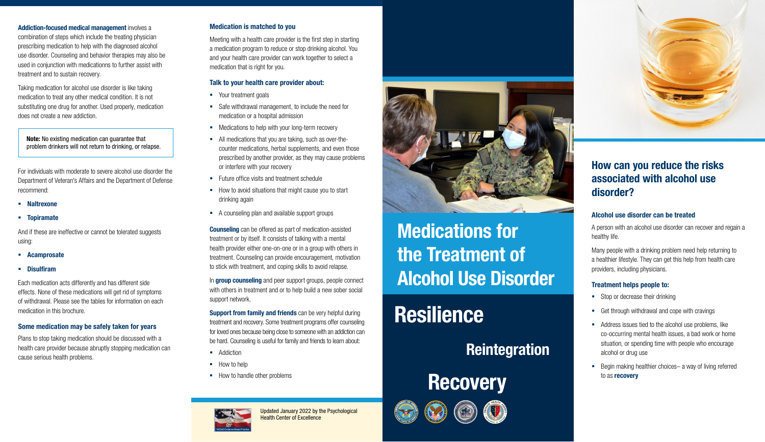**Addiction-focused medical management** involves a combination of steps which include the treating physician prescribing medication to help with the diagnosed alcohol use disorder. Counseling and behavior therapies may also be used in conjunction with medicationns to further assist with treatment and to sustain recovery.

Taking medication for alcohol use disorder is like taking medication to treat any other medical condition. It is not substituting one drug for another. Used properly, medication does not create a new addiction.

> **Note:** No existing medication can guarantee that problem drinkers will not return to drinking, or relapse.

For individuals with moderate to severe alcohol use disorder the Department of Veteran's Affairs and the Department of Defense recommend:

- **Naltrexone**
- **Topiramate**

And if these are ineffective or cannot be tolerated suggests using:

- **Acamprosate**
- **Disulfiram**

Each medication acts differently and has different side effects. None of these medications will get rid of symptoms of withdrawal. Please see the tables for information on each medication in this brochure.

### Some medication may be safely taken for years

Plans to stop taking medication should be discussed with a health care provider because abruptly stopping medication can cause serious health problems.

### Medication is matched to you

Meeting with a health care provider is the first step in starting a medication program to reduce or stop drinking alcohol. You and your health care provider can work together to select a medication that is right for you.

### Talk to your health care provider about:

- Your treatment goals
- Safe withdrawal management, to include the need for medication or a hospital admission
- Medications to help with your long-term recovery
- All medications that you are taking, such as over-the-counter medications, herbal supplements, and even those prescribed by another provider, as they may cause problems or interfere with your recovery
- Future office visits and treatment schedule
- How to avoid situations that might cause you to start drinking again
- A counseling plan and available support groups

**Counseling** can be offered as part of medication-assisted treatment or by itself. It consists of talking with a mental health provider either one-on-one or in a group with others in treatment. Counseling can provide encouragement, motivation to stick with treatment, and coping skills to avoid relapse.

In **group counseling** and peer support groups, people connect with others in treatment and or to help build a new sober social support network.

**Support from family and friends** can be very helpful during treatment and recovery. Some treatment programs offer counseling for loved ones because being close to someone with an addiction can be hard. Counseling is useful for family and friends to learn about:

- Addiction
- How to help
- How to handle other problems

Updated January 2022 by the Psychological Health Center of Excellence

# Medications for the Treatment of Alcohol Use Disorder

## Resilience

## Reintegration

## Recovery

## How can you reduce the risks associated with alcohol use disorder?

### Alcohol use disorder can be treated

A person with an alcohol use disorder can recover and regain a healthy life.

Many people with a drinking problem need help returning to a healthier lifestyle. They can get this help from health care providers, including physicians.

### Treatment helps people to:

- Stop or decrease their drinking
- Get through withdrawal and cope with cravings
- Address issues tied to the alcohol use problems, like co-occurring mental health issues, a bad work or home situation, or spending time with people who encourage alcohol or drug use
- Begin making healthier choices– a way of living referred to as **recovery**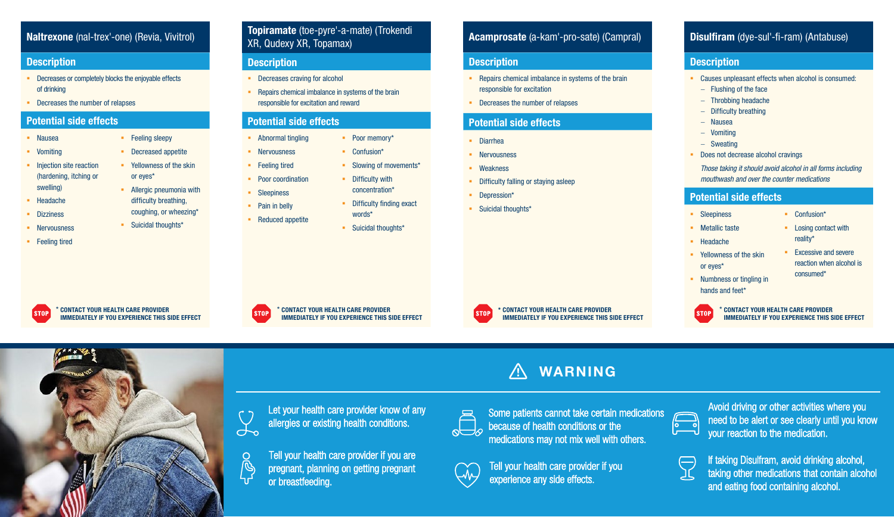## Naltrexone (nal-trex'-one) (Revia, Vivitrol)

### Description

- Decreases or completely blocks the enjoyable effects of drinking
- Decreases the number of relapses

### Potential side effects

- Nausea
- Vomiting
- Injection site reaction (hardening, itching or swelling)
- Headache
- Dizziness
- Nervousness
- Feeling tired
- Feeling sleepy
- Decreased appetite
- Yellowness of the skin or eyes*
- Allergic pneumonia with difficulty breathing, coughing, or wheezing*
- Suicidal thoughts*

STOP * CONTACT YOUR HEALTH CARE PROVIDER IMMEDIATELY IF YOU EXPERIENCE THIS SIDE EFFECT

## Topiramate (toe-pyre'-a-mate) (Trokendi XR, Qudexy XR, Topamax)

### Description

- Decreases craving for alcohol
- Repairs chemical imbalance in systems of the brain responsible for excitation and reward

### Potential side effects

- Abnormal tingling
- Nervousness
- Feeling tired
- Poor coordination
- Sleepiness
- Pain in belly
- Reduced appetite
- Poor memory*
- Confusion*
- Slowing of movements*
- Difficulty with concentration*
- Difficulty finding exact words*
- Suicidal thoughts*

STOP * CONTACT YOUR HEALTH CARE PROVIDER IMMEDIATELY IF YOU EXPERIENCE THIS SIDE EFFECT

## Acamprosate (a-kam'-pro-sate) (Campral)

### Description

- Repairs chemical imbalance in systems of the brain responsible for excitation
- Decreases the number of relapses

### Potential side effects

- Diarrhea
- Nervousness
- Weakness
- Difficulty falling or staying asleep
- Depression*
- Suicidal thoughts*

STOP * CONTACT YOUR HEALTH CARE PROVIDER IMMEDIATELY IF YOU EXPERIENCE THIS SIDE EFFECT

## Disulfiram (dye-sul'-fi-ram) (Antabuse)

### Description

- Causes unpleasant effects when alcohol is consumed:
  - Flushing of the face
  - Throbbing headache
  - Difficulty breathing
  - Nausea
  - Vomiting
  - Sweating
- Does not decrease alcohol cravings

*Those taking it should avoid alcohol in all forms including mouthwash and over the counter medications*

### Potential side effects

- Sleepiness
- Metallic taste
- Headache
- Yellowness of the skin or eyes*
- Numbness or tingling in hands and feet*
- Confusion*
- Losing contact with reality*
- Excessive and severe reaction when alcohol is consumed*

STOP * CONTACT YOUR HEALTH CARE PROVIDER IMMEDIATELY IF YOU EXPERIENCE THIS SIDE EFFECT

## ⚠ WARNING

Let your health care provider know of any allergies or existing health conditions.

Tell your health care provider if you are pregnant, planning on getting pregnant or breastfeeding.

Some patients cannot take certain medications because of health conditions or the medications may not mix well with others.

Tell your health care provider if you experience any side effects.

Avoid driving or other activities where you need to be alert or see clearly until you know your reaction to the medication.

If taking Disulfram, avoid drinking alcohol, taking other medications that contain alcohol and eating food containing alcohol.